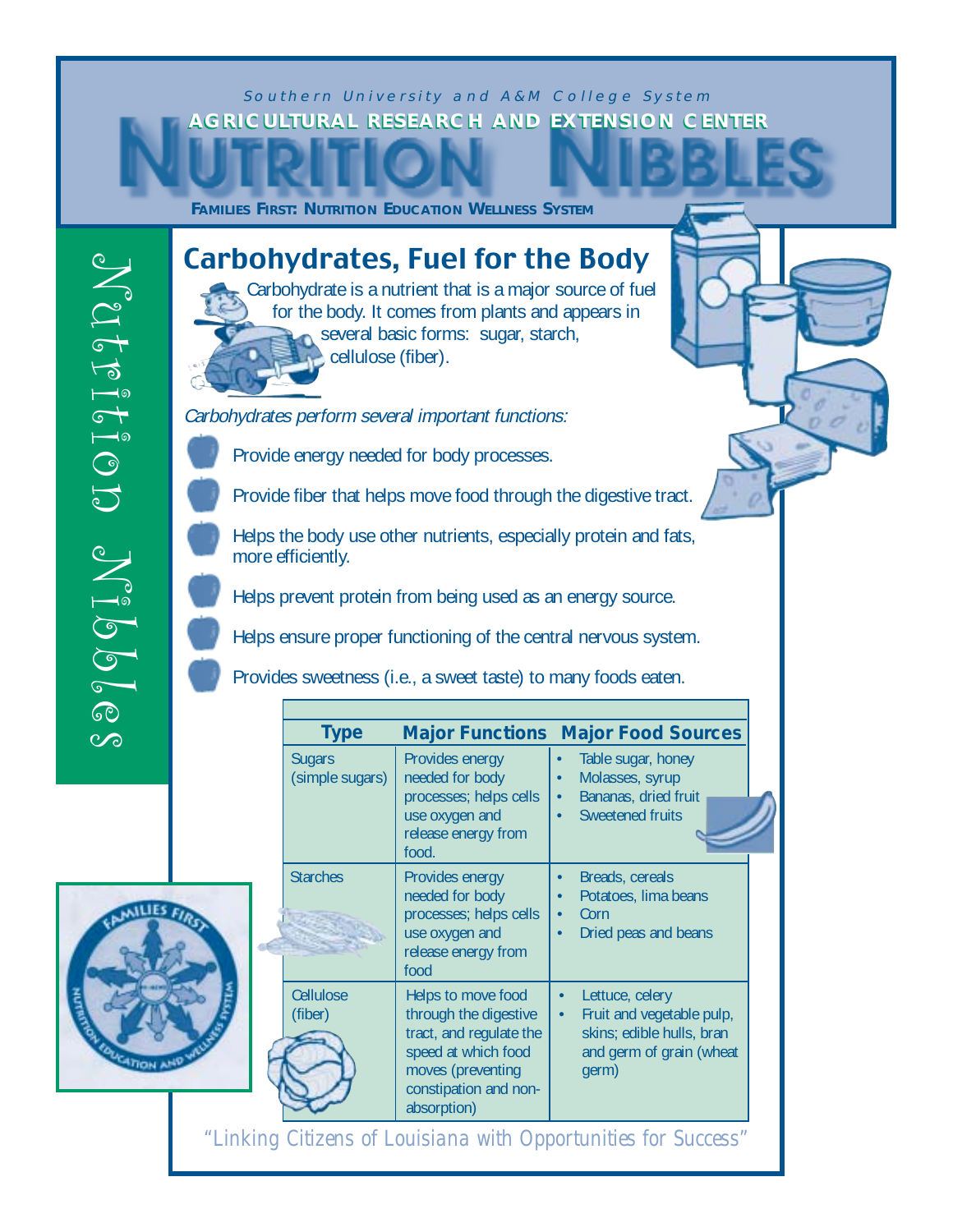Southern University and A&M College System

AGRICULTURAL RESEARCH AND EXTENSION CENTER

# NUTRITION NIBBLES

FAMILIES FIRST: NUTRITION EDUCATION WELLNESS SYSTEM

Nutrition Nibbles

## Carbohydrates, Fuel for the Body

Carbohydrate is a nutrient that is a major source of fuel for the body. It comes from plants and appears in several basic forms: sugar, starch, cellulose (fiber).

*Carbohydrates perform several important functions:*

- Provide energy needed for body processes.
- Provide fiber that helps move food through the digestive tract.
- Helps the body use other nutrients, especially protein and fats, more efficiently.
- Helps prevent protein from being used as an energy source.
- Helps ensure proper functioning of the central nervous system.
- Provides sweetness (i.e., a sweet taste) to many foods eaten.

| Type | Major Functions | Major Food Sources |
|---|---|---|
| Sugars (simple sugars) | Provides energy needed for body processes; helps cells use oxygen and release energy from food. | • Table sugar, honey<br>• Molasses, syrup<br>• Bananas, dried fruit<br>• Sweetened fruits |
| Starches | Provides energy needed for body processes; helps cells use oxygen and release energy from food | • Breads, cereals<br>• Potatoes, lima beans<br>• Corn<br>• Dried peas and beans |
| Cellulose (fiber) | Helps to move food through the digestive tract, and regulate the speed at which food moves (preventing constipation and non-absorption) | • Lettuce, celery<br>• Fruit and vegetable pulp, skins; edible hulls, bran and germ of grain (wheat germ) |

*"Linking Citizens of Louisiana with Opportunities for Success"*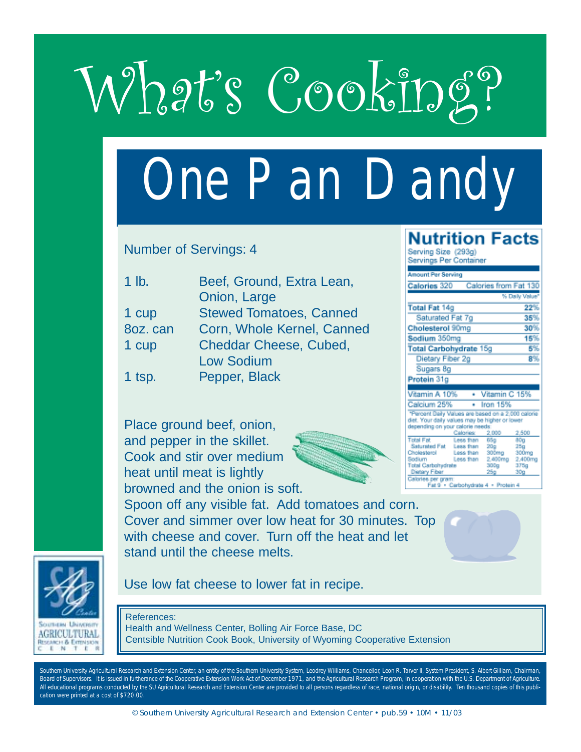# What's Cooking?

# One Pan Dandy

Number of Servings: 4

| | |
|---|---|
| 1 lb. | Beef, Ground, Extra Lean, |
| | Onion, Large |
| 1 cup | Stewed Tomatoes, Canned |
| 8oz. can | Corn, Whole Kernel, Canned |
| 1 cup | Cheddar Cheese, Cubed, Low Sodium |
| 1 tsp. | Pepper, Black |

## Nutrition Facts

Serving Size (293g)
Servings Per Container

| Amount Per Serving | |
|---|---|
| Calories 320 | Calories from Fat 130 |
| | % Daily Value* |
| **Total Fat** 14g | 22% |
| Saturated Fat 7g | 35% |
| **Cholesterol** 90mg | 30% |
| **Sodium** 350mg | 15% |
| **Total Carbohydrate** 15g | 5% |
| Dietary Fiber 2g | 8% |
| Sugars 8g | |
| **Protein** 31g | |

Vitamin A 10% • Vitamin C 15%
Calcium 25% • Iron 15%

*Percent Daily Values are based on a 2,000 calorie diet. Your daily values may be higher or lower depending on your calorie needs:

| | Calories: | 2,000 | 2,500 |
|---|---|---|---|
| Total Fat | Less than | 65g | 80g |
| Saturated Fat | Less than | 20g | 25g |
| Cholesterol | Less than | 300mg | 300mg |
| Sodium | Less than | 2,400mg | 2,400mg |
| Total Carbohydrate | | 300g | 375g |
| Dietary Fiber | | 25g | 30g |

Calories per gram:
Fat 9 • Carbohydrate 4 • Protein 4

Place ground beef, onion, and pepper in the skillet. Cook and stir over medium heat until meat is lightly browned and the onion is soft. Spoon off any visible fat. Add tomatoes and corn. Cover and simmer over low heat for 30 minutes. Top with cheese and cover. Turn off the heat and let stand until the cheese melts.

Use low fat cheese to lower fat in recipe.

References:
Health and Wellness Center, Bolling Air Force Base, DC
Centsible Nutrition Cook Book, University of Wyoming Cooperative Extension

Southern University Agricultural Research and Extension Center, an entity of the Southern University System, Leodrey Williams, Chancellor, Leon R. Tarver II, System President, S. Albert Gilliam, Chairman, Board of Supervisors. It is issued in furtherance of the Cooperative Extension Work Act of December 1971, and the Agricultural Research Program, in cooperation with the U.S. Department of Agriculture. All educational programs conducted by the SU Agricultural Research and Extension Center are provided to all persons regardless of race, national origin, or disability. Ten thousand copies of this publication were printed at a cost of $720.00.

© Southern University Agricultural Research and Extension Center • pub.59 • 10M • 11/03